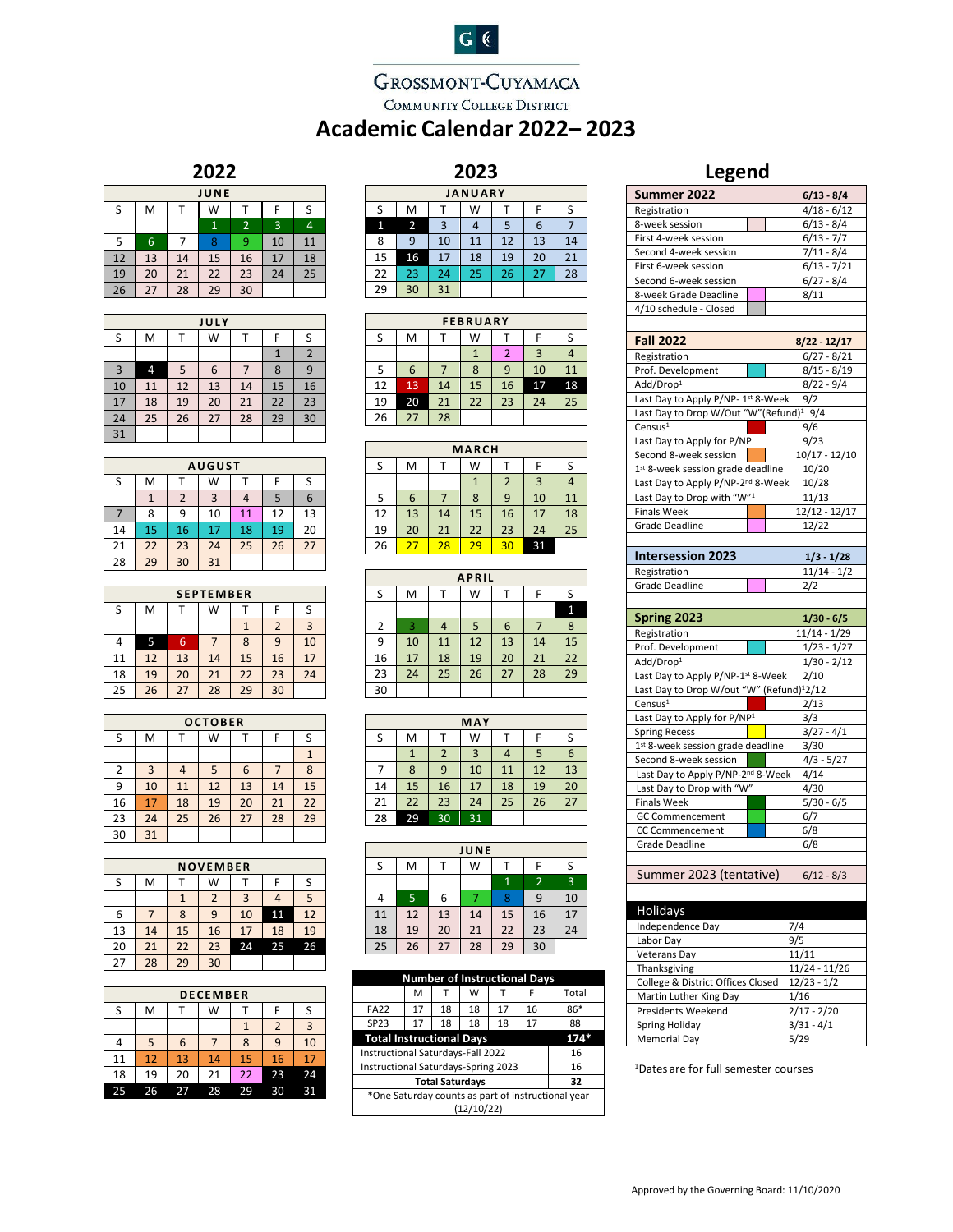# Grossmont-Cuyamaca Community College District

# Academic Calendar 2022– 2023

## 2022

**JUNE**

| S | M | T | W | T | F | S |
|---|---|---|---|---|---|---|
| | | | 1 | 2 | 3 | 4 |
| 5 | 6 | 7 | 8 | 9 | 10 | 11 |
| 12 | 13 | 14 | 15 | 16 | 17 | 18 |
| 19 | 20 | 21 | 22 | 23 | 24 | 25 |
| 26 | 27 | 28 | 29 | 30 | | |

**JULY**

| S | M | T | W | T | F | S |
|---|---|---|---|---|---|---|
| | | | | | 1 | 2 |
| 3 | 4 | 5 | 6 | 7 | 8 | 9 |
| 10 | 11 | 12 | 13 | 14 | 15 | 16 |
| 17 | 18 | 19 | 20 | 21 | 22 | 23 |
| 24 | 25 | 26 | 27 | 28 | 29 | 30 |
| 31 | | | | | | |

**AUGUST**

| S | M | T | W | T | F | S |
|---|---|---|---|---|---|---|
| | 1 | 2 | 3 | 4 | 5 | 6 |
| 7 | 8 | 9 | 10 | 11 | 12 | 13 |
| 14 | 15 | 16 | 17 | 18 | 19 | 20 |
| 21 | 22 | 23 | 24 | 25 | 26 | 27 |
| 28 | 29 | 30 | 31 | | | |

**SEPTEMBER**

| S | M | T | W | T | F | S |
|---|---|---|---|---|---|---|
| | | | | 1 | 2 | 3 |
| 4 | 5 | 6 | 7 | 8 | 9 | 10 |
| 11 | 12 | 13 | 14 | 15 | 16 | 17 |
| 18 | 19 | 20 | 21 | 22 | 23 | 24 |
| 25 | 26 | 27 | 28 | 29 | 30 | |

**OCTOBER**

| S | M | T | W | T | F | S |
|---|---|---|---|---|---|---|
| | | | | | | 1 |
| 2 | 3 | 4 | 5 | 6 | 7 | 8 |
| 9 | 10 | 11 | 12 | 13 | 14 | 15 |
| 16 | 17 | 18 | 19 | 20 | 21 | 22 |
| 23 | 24 | 25 | 26 | 27 | 28 | 29 |
| 30 | 31 | | | | | |

**NOVEMBER**

| S | M | T | W | T | F | S |
|---|---|---|---|---|---|---|
| | | 1 | 2 | 3 | 4 | 5 |
| 6 | 7 | 8 | 9 | 10 | 11 | 12 |
| 13 | 14 | 15 | 16 | 17 | 18 | 19 |
| 20 | 21 | 22 | 23 | 24 | 25 | 26 |
| 27 | 28 | 29 | 30 | | | |

**DECEMBER**

| S | M | T | W | T | F | S |
|---|---|---|---|---|---|---|
| | | | | 1 | 2 | 3 |
| 4 | 5 | 6 | 7 | 8 | 9 | 10 |
| 11 | 12 | 13 | 14 | 15 | 16 | 17 |
| 18 | 19 | 20 | 21 | 22 | 23 | 24 |
| 25 | 26 | 27 | 28 | 29 | 30 | 31 |

## 2023

**JANUARY**

| S | M | T | W | T | F | S |
|---|---|---|---|---|---|---|
| 1 | 2 | 3 | 4 | 5 | 6 | 7 |
| 8 | 9 | 10 | 11 | 12 | 13 | 14 |
| 15 | 16 | 17 | 18 | 19 | 20 | 21 |
| 22 | 23 | 24 | 25 | 26 | 27 | 28 |
| 29 | 30 | 31 | | | | |

**FEBRUARY**

| S | M | T | W | T | F | S |
|---|---|---|---|---|---|---|
| | | | 1 | 2 | 3 | 4 |
| 5 | 6 | 7 | 8 | 9 | 10 | 11 |
| 12 | 13 | 14 | 15 | 16 | 17 | 18 |
| 19 | 20 | 21 | 22 | 23 | 24 | 25 |
| 26 | 27 | 28 | | | | |

**MARCH**

| S | M | T | W | T | F | S |
|---|---|---|---|---|---|---|
| | | | 1 | 2 | 3 | 4 |
| 5 | 6 | 7 | 8 | 9 | 10 | 11 |
| 12 | 13 | 14 | 15 | 16 | 17 | 18 |
| 19 | 20 | 21 | 22 | 23 | 24 | 25 |
| 26 | 27 | 28 | 29 | 30 | 31 | |

**APRIL**

| S | M | T | W | T | F | S |
|---|---|---|---|---|---|---|
| | | | | | | 1 |
| 2 | 3 | 4 | 5 | 6 | 7 | 8 |
| 9 | 10 | 11 | 12 | 13 | 14 | 15 |
| 16 | 17 | 18 | 19 | 20 | 21 | 22 |
| 23 | 24 | 25 | 26 | 27 | 28 | 29 |
| 30 | | | | | | |

**MAY**

| S | M | T | W | T | F | S |
|---|---|---|---|---|---|---|
| | 1 | 2 | 3 | 4 | 5 | 6 |
| 7 | 8 | 9 | 10 | 11 | 12 | 13 |
| 14 | 15 | 16 | 17 | 18 | 19 | 20 |
| 21 | 22 | 23 | 24 | 25 | 26 | 27 |
| 28 | 29 | 30 | 31 | | | |

**JUNE**

| S | M | T | W | T | F | S |
|---|---|---|---|---|---|---|
| | | | | 1 | 2 | 3 |
| 4 | 5 | 6 | 7 | 8 | 9 | 10 |
| 11 | 12 | 13 | 14 | 15 | 16 | 17 |
| 18 | 19 | 20 | 21 | 22 | 23 | 24 |
| 25 | 26 | 27 | 28 | 29 | 30 | |

**Number of Instructional Days**

| | M | T | W | T | F | Total |
|---|---|---|---|---|---|---|
| FA22 | 17 | 18 | 18 | 17 | 16 | 86* |
| SP23 | 17 | 18 | 18 | 18 | 17 | 88 |
| **Total Instructional Days** | | | | | | **174*** |
| Instructional Saturdays-Fall 2022 | | | | | | 16 |
| Instructional Saturdays-Spring 2023 | | | | | | 16 |
| **Total Saturdays** | | | | | | **32** |

*One Saturday counts as part of instructional year (12/10/22)

## Legend

| **Summer 2022** | **6/13 - 8/4** |
|---|---|
| Registration | 4/18 - 6/12 |
| 8-week session | 6/13 - 8/4 |
| First 4-week session | 6/13 - 7/7 |
| Second 4-week session | 7/11 - 8/4 |
| First 6-week session | 6/13 - 7/21 |
| Second 6-week session | 6/27 - 8/4 |
| 8-week Grade Deadline | 8/11 |
| 4/10 schedule - Closed | |

| **Fall 2022** | **8/22 - 12/17** |
|---|---|
| Registration | 6/27 - 8/21 |
| Prof. Development | 8/15 - 8/19 |
| Add/Drop[1] | 8/22 - 9/4 |
| Last Day to Apply P/NP- 1st 8-Week | 9/2 |
| Last Day to Drop W/Out "W"(Refund)[1] | 9/4 |
| Census[1] | 9/6 |
| Last Day to Apply for P/NP | 9/23 |
| Second 8-week session | 10/17 - 12/10 |
| 1st 8-week session grade deadline | 10/20 |
| Last Day to Apply P/NP-2nd 8-Week | 10/28 |
| Last Day to Drop with "W"[1] | 11/13 |
| Finals Week | 12/12 - 12/17 |
| Grade Deadline | 12/22 |

| **Intersession 2023** | **1/3 - 1/28** |
|---|---|
| Registration | 11/14 - 1/2 |
| Grade Deadline | 2/2 |

| **Spring 2023** | **1/30 - 6/5** |
|---|---|
| Registration | 11/14 - 1/29 |
| Prof. Development | 1/23 - 1/27 |
| Add/Drop[1] | 1/30 - 2/12 |
| Last Day to Apply P/NP-1st 8-Week | 2/10 |
| Last Day to Drop W/out "W" (Refund)[1] | 2/12 |
| Census[1] | 2/13 |
| Last Day to Apply for P/NP[1] | 3/3 |
| Spring Recess | 3/27 - 4/1 |
| 1st 8-week session grade deadline | 3/30 |
| Second 8-week session | 4/3 - 5/27 |
| Last Day to Apply P/NP-2nd 8-Week | 4/14 |
| Last Day to Drop with "W" | 4/30 |
| Finals Week | 5/30 - 6/5 |
| GC Commencement | 6/7 |
| CC Commencement | 6/8 |
| Grade Deadline | 6/8 |

| Summer 2023 (tentative) | 6/12 - 8/3 |
|---|---|

| **Holidays** | |
|---|---|
| Independence Day | 7/4 |
| Labor Day | 9/5 |
| Veterans Day | 11/11 |
| Thanksgiving | 11/24 - 11/26 |
| College & District Offices Closed | 12/23 - 1/2 |
| Martin Luther King Day | 1/16 |
| Presidents Weekend | 2/17 - 2/20 |
| Spring Holiday | 3/31 - 4/1 |
| Memorial Day | 5/29 |

[1]Dates are for full semester courses

Approved by the Governing Board: 11/10/2020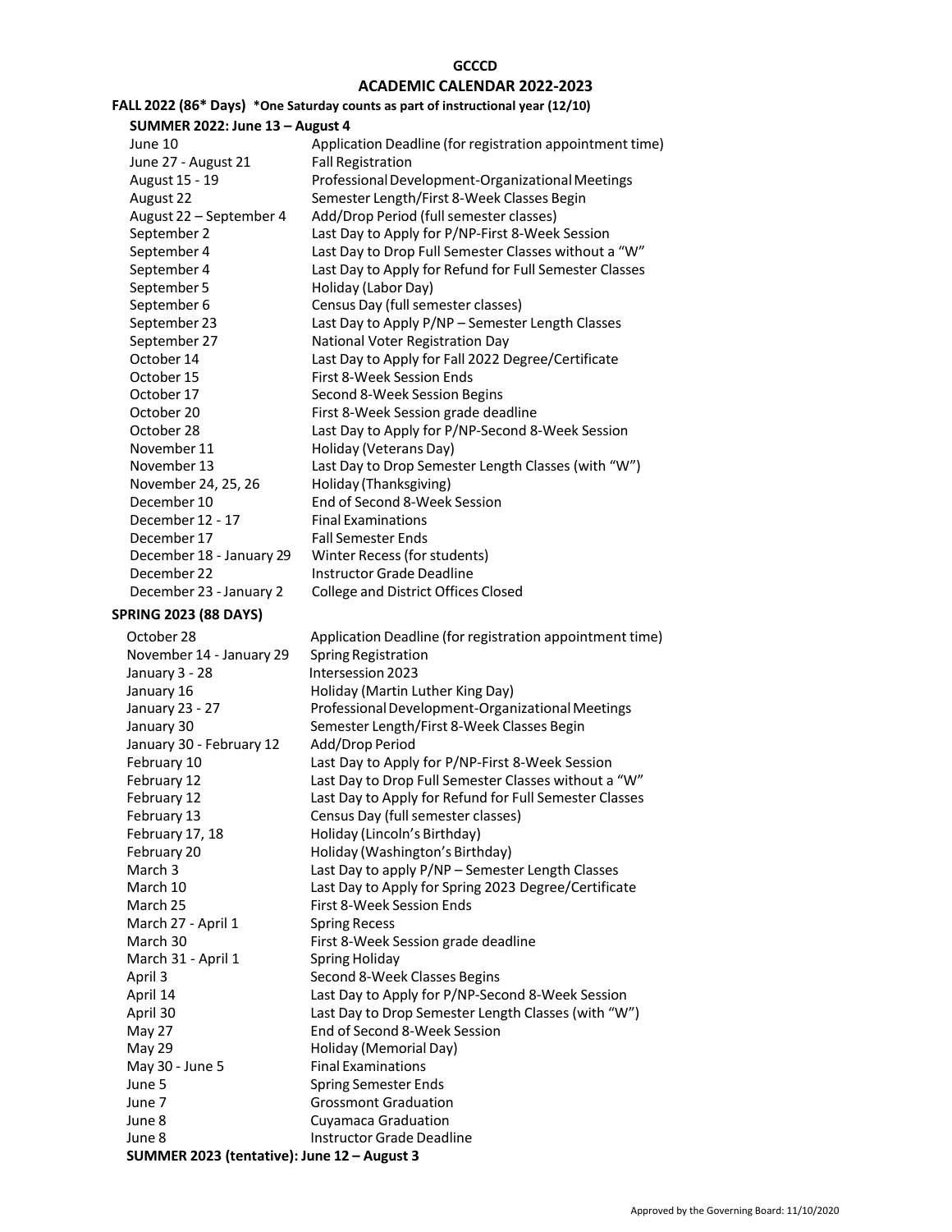**GCCCD**

**ACADEMIC CALENDAR 2022-2023**

**FALL 2022 (86* Days)** ***One Saturday counts as part of instructional year (12/10)**

**SUMMER 2022: June 13 – August 4**

| | |
|---|---|
| June 10 | Application Deadline (for registration appointment time) |
| June 27 - August 21 | Fall Registration |
| August 15 - 19 | Professional Development-Organizational Meetings |
| August 22 | Semester Length/First 8-Week Classes Begin |
| August 22 – September 4 | Add/Drop Period (full semester classes) |
| September 2 | Last Day to Apply for P/NP-First 8-Week Session |
| September 4 | Last Day to Drop Full Semester Classes without a "W" |
| September 4 | Last Day to Apply for Refund for Full Semester Classes |
| September 5 | Holiday (Labor Day) |
| September 6 | Census Day (full semester classes) |
| September 23 | Last Day to Apply P/NP – Semester Length Classes |
| September 27 | National Voter Registration Day |
| October 14 | Last Day to Apply for Fall 2022 Degree/Certificate |
| October 15 | First 8-Week Session Ends |
| October 17 | Second 8-Week Session Begins |
| October 20 | First 8-Week Session grade deadline |
| October 28 | Last Day to Apply for P/NP-Second 8-Week Session |
| November 11 | Holiday (Veterans Day) |
| November 13 | Last Day to Drop Semester Length Classes (with "W") |
| November 24, 25, 26 | Holiday (Thanksgiving) |
| December 10 | End of Second 8-Week Session |
| December 12 - 17 | Final Examinations |
| December 17 | Fall Semester Ends |
| December 18 - January 29 | Winter Recess (for students) |
| December 22 | Instructor Grade Deadline |
| December 23 - January 2 | College and District Offices Closed |

**SPRING 2023 (88 DAYS)**

| | |
|---|---|
| October 28 | Application Deadline (for registration appointment time) |
| November 14 - January 29 | Spring Registration |
| January 3 - 28 | Intersession 2023 |
| January 16 | Holiday (Martin Luther King Day) |
| January 23 - 27 | Professional Development-Organizational Meetings |
| January 30 | Semester Length/First 8-Week Classes Begin |
| January 30 - February 12 | Add/Drop Period |
| February 10 | Last Day to Apply for P/NP-First 8-Week Session |
| February 12 | Last Day to Drop Full Semester Classes without a "W" |
| February 12 | Last Day to Apply for Refund for Full Semester Classes |
| February 13 | Census Day (full semester classes) |
| February 17, 18 | Holiday (Lincoln's Birthday) |
| February 20 | Holiday (Washington's Birthday) |
| March 3 | Last Day to apply P/NP – Semester Length Classes |
| March 10 | Last Day to Apply for Spring 2023 Degree/Certificate |
| March 25 | First 8-Week Session Ends |
| March 27 - April 1 | Spring Recess |
| March 30 | First 8-Week Session grade deadline |
| March 31 - April 1 | Spring Holiday |
| April 3 | Second 8-Week Classes Begins |
| April 14 | Last Day to Apply for P/NP-Second 8-Week Session |
| April 30 | Last Day to Drop Semester Length Classes (with "W") |
| May 27 | End of Second 8-Week Session |
| May 29 | Holiday (Memorial Day) |
| May 30 - June 5 | Final Examinations |
| June 5 | Spring Semester Ends |
| June 7 | Grossmont Graduation |
| June 8 | Cuyamaca Graduation |
| June 8 | Instructor Grade Deadline |

**SUMMER 2023 (tentative): June 12 – August 3**

Approved by the Governing Board: 11/10/2020